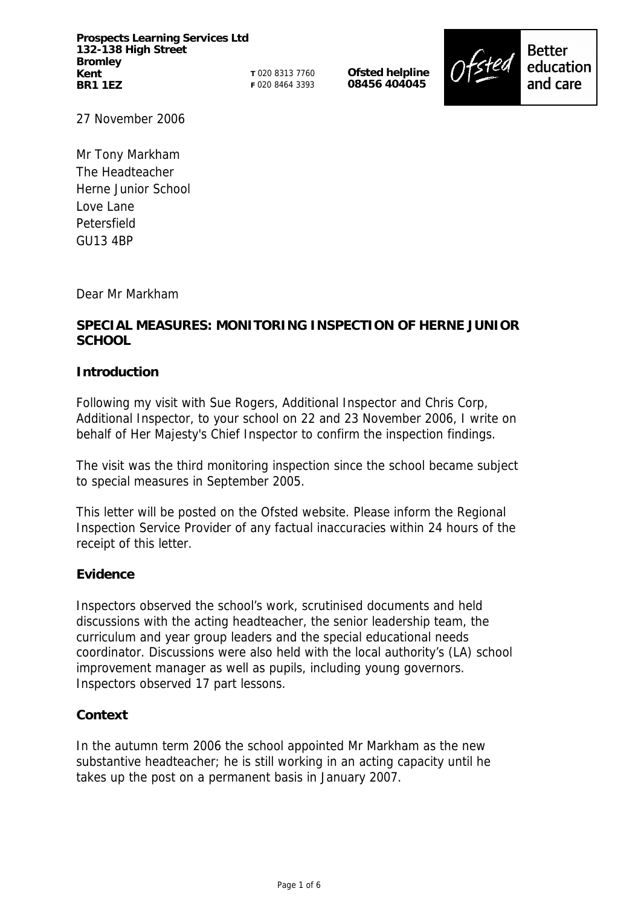**Prospects Learning Services Ltd**
**132-138 High Street**
**Bromley**
**Kent**
**BR1 1EZ**

**T** 020 8313 7760
**F** 020 8464 3393

**Ofsted helpline**
**08456 404045**

Ofsted — Better education and care

27 November 2006

Mr Tony Markham
The Headteacher
Herne Junior School
Love Lane
Petersfield
GU13 4BP

Dear Mr Markham

**SPECIAL MEASURES: MONITORING INSPECTION OF HERNE JUNIOR SCHOOL**

### Introduction

Following my visit with Sue Rogers, Additional Inspector and Chris Corp, Additional Inspector, to your school on 22 and 23 November 2006, I write on behalf of Her Majesty's Chief Inspector to confirm the inspection findings.

The visit was the third monitoring inspection since the school became subject to special measures in September 2005.

This letter will be posted on the Ofsted website. Please inform the Regional Inspection Service Provider of any factual inaccuracies within 24 hours of the receipt of this letter.

### Evidence

Inspectors observed the school's work, scrutinised documents and held discussions with the acting headteacher, the senior leadership team, the curriculum and year group leaders and the special educational needs coordinator. Discussions were also held with the local authority's (LA) school improvement manager as well as pupils, including young governors. Inspectors observed 17 part lessons.

### Context

In the autumn term 2006 the school appointed Mr Markham as the new substantive headteacher; he is still working in an acting capacity until he takes up the post on a permanent basis in January 2007.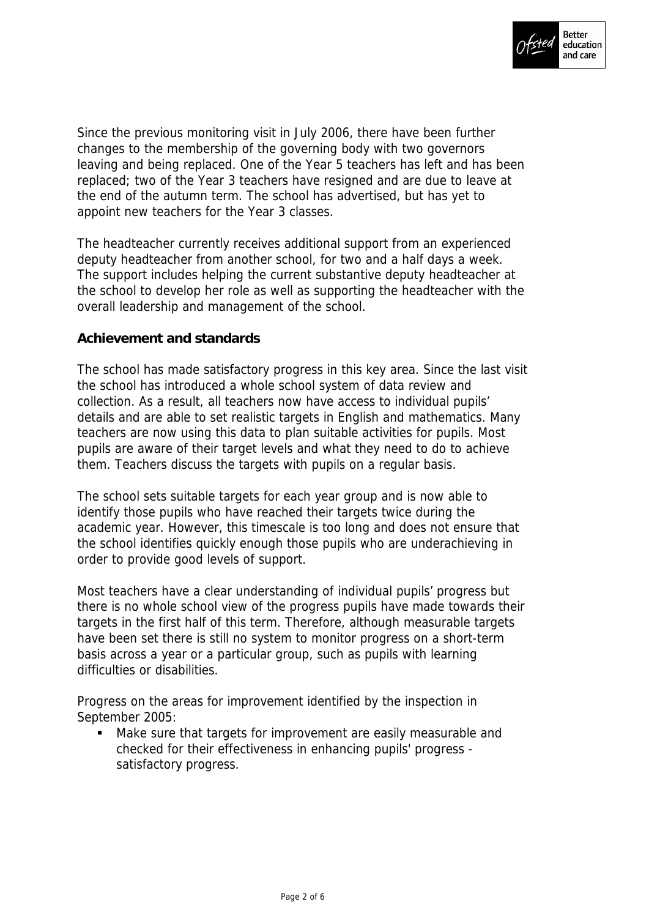Since the previous monitoring visit in July 2006, there have been further changes to the membership of the governing body with two governors leaving and being replaced. One of the Year 5 teachers has left and has been replaced; two of the Year 3 teachers have resigned and are due to leave at the end of the autumn term. The school has advertised, but has yet to appoint new teachers for the Year 3 classes.

The headteacher currently receives additional support from an experienced deputy headteacher from another school, for two and a half days a week. The support includes helping the current substantive deputy headteacher at the school to develop her role as well as supporting the headteacher with the overall leadership and management of the school.

**Achievement and standards**

The school has made satisfactory progress in this key area. Since the last visit the school has introduced a whole school system of data review and collection. As a result, all teachers now have access to individual pupils' details and are able to set realistic targets in English and mathematics. Many teachers are now using this data to plan suitable activities for pupils. Most pupils are aware of their target levels and what they need to do to achieve them. Teachers discuss the targets with pupils on a regular basis.

The school sets suitable targets for each year group and is now able to identify those pupils who have reached their targets twice during the academic year. However, this timescale is too long and does not ensure that the school identifies quickly enough those pupils who are underachieving in order to provide good levels of support.

Most teachers have a clear understanding of individual pupils' progress but there is no whole school view of the progress pupils have made towards their targets in the first half of this term. Therefore, although measurable targets have been set there is still no system to monitor progress on a short-term basis across a year or a particular group, such as pupils with learning difficulties or disabilities.

Progress on the areas for improvement identified by the inspection in September 2005:

- Make sure that targets for improvement are easily measurable and checked for their effectiveness in enhancing pupils' progress - satisfactory progress.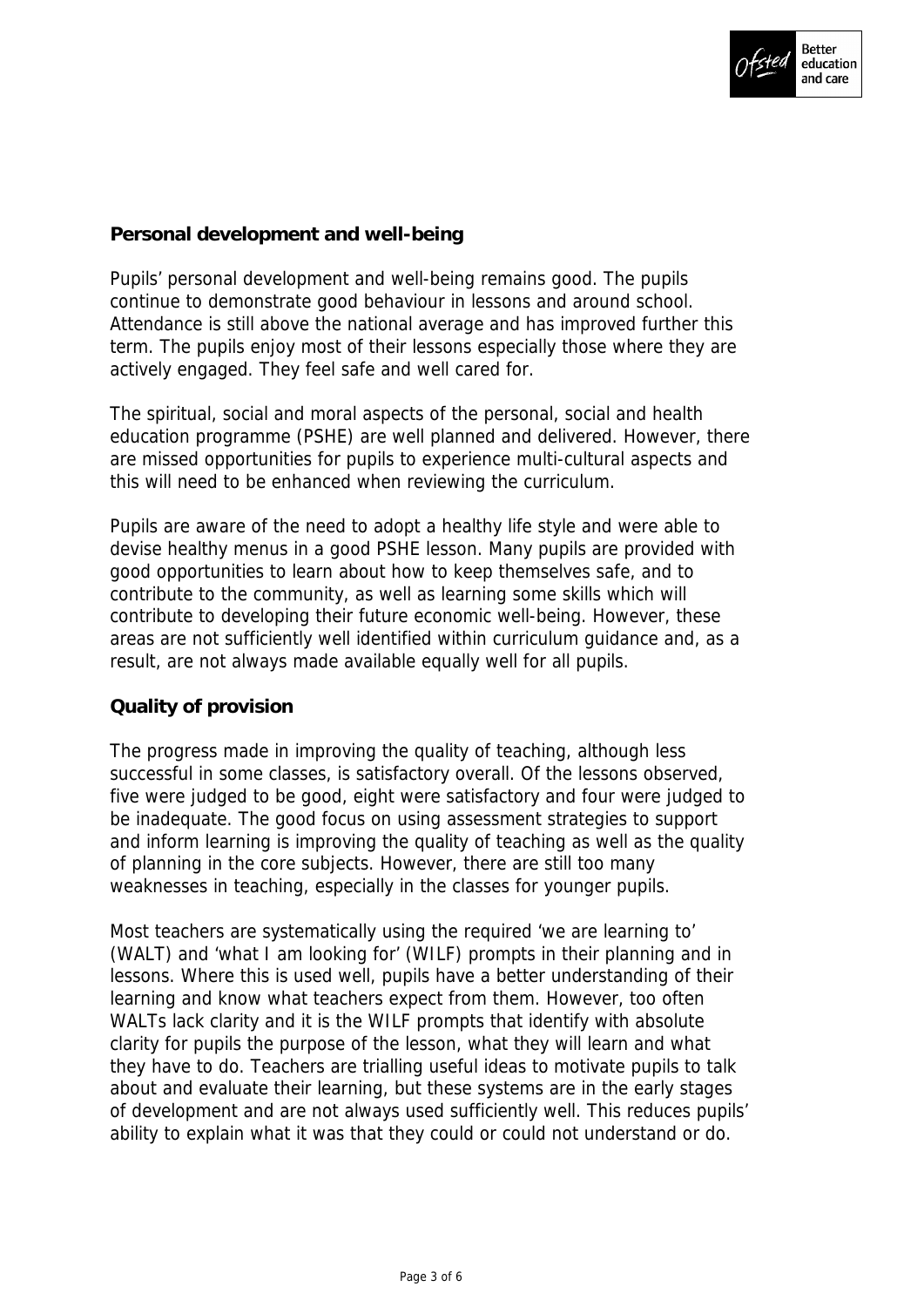## Personal development and well-being

Pupils' personal development and well-being remains good. The pupils continue to demonstrate good behaviour in lessons and around school. Attendance is still above the national average and has improved further this term. The pupils enjoy most of their lessons especially those where they are actively engaged. They feel safe and well cared for.

The spiritual, social and moral aspects of the personal, social and health education programme (PSHE) are well planned and delivered. However, there are missed opportunities for pupils to experience multi-cultural aspects and this will need to be enhanced when reviewing the curriculum.

Pupils are aware of the need to adopt a healthy life style and were able to devise healthy menus in a good PSHE lesson. Many pupils are provided with good opportunities to learn about how to keep themselves safe, and to contribute to the community, as well as learning some skills which will contribute to developing their future economic well-being. However, these areas are not sufficiently well identified within curriculum guidance and, as a result, are not always made available equally well for all pupils.

## Quality of provision

The progress made in improving the quality of teaching, although less successful in some classes, is satisfactory overall. Of the lessons observed, five were judged to be good, eight were satisfactory and four were judged to be inadequate. The good focus on using assessment strategies to support and inform learning is improving the quality of teaching as well as the quality of planning in the core subjects. However, there are still too many weaknesses in teaching, especially in the classes for younger pupils.

Most teachers are systematically using the required 'we are learning to' (WALT) and 'what I am looking for' (WILF) prompts in their planning and in lessons. Where this is used well, pupils have a better understanding of their learning and know what teachers expect from them. However, too often WALTs lack clarity and it is the WILF prompts that identify with absolute clarity for pupils the purpose of the lesson, what they will learn and what they have to do. Teachers are trialling useful ideas to motivate pupils to talk about and evaluate their learning, but these systems are in the early stages of development and are not always used sufficiently well. This reduces pupils' ability to explain what it was that they could or could not understand or do.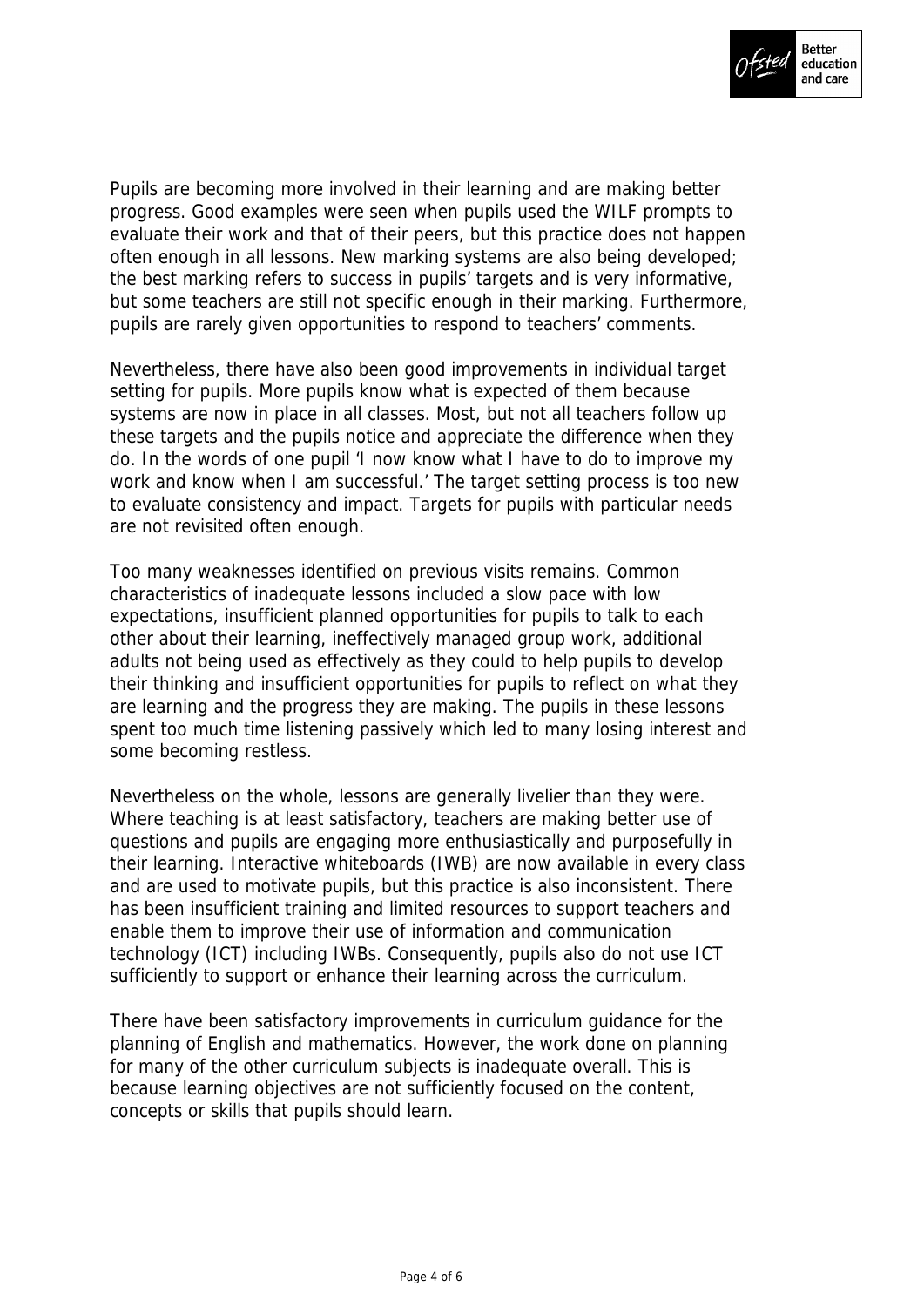Pupils are becoming more involved in their learning and are making better progress. Good examples were seen when pupils used the WILF prompts to evaluate their work and that of their peers, but this practice does not happen often enough in all lessons. New marking systems are also being developed; the best marking refers to success in pupils' targets and is very informative, but some teachers are still not specific enough in their marking. Furthermore, pupils are rarely given opportunities to respond to teachers' comments.

Nevertheless, there have also been good improvements in individual target setting for pupils. More pupils know what is expected of them because systems are now in place in all classes. Most, but not all teachers follow up these targets and the pupils notice and appreciate the difference when they do. In the words of one pupil 'I now know what I have to do to improve my work and know when I am successful.' The target setting process is too new to evaluate consistency and impact. Targets for pupils with particular needs are not revisited often enough.

Too many weaknesses identified on previous visits remains. Common characteristics of inadequate lessons included a slow pace with low expectations, insufficient planned opportunities for pupils to talk to each other about their learning, ineffectively managed group work, additional adults not being used as effectively as they could to help pupils to develop their thinking and insufficient opportunities for pupils to reflect on what they are learning and the progress they are making. The pupils in these lessons spent too much time listening passively which led to many losing interest and some becoming restless.

Nevertheless on the whole, lessons are generally livelier than they were. Where teaching is at least satisfactory, teachers are making better use of questions and pupils are engaging more enthusiastically and purposefully in their learning. Interactive whiteboards (IWB) are now available in every class and are used to motivate pupils, but this practice is also inconsistent. There has been insufficient training and limited resources to support teachers and enable them to improve their use of information and communication technology (ICT) including IWBs. Consequently, pupils also do not use ICT sufficiently to support or enhance their learning across the curriculum.

There have been satisfactory improvements in curriculum guidance for the planning of English and mathematics. However, the work done on planning for many of the other curriculum subjects is inadequate overall. This is because learning objectives are not sufficiently focused on the content, concepts or skills that pupils should learn.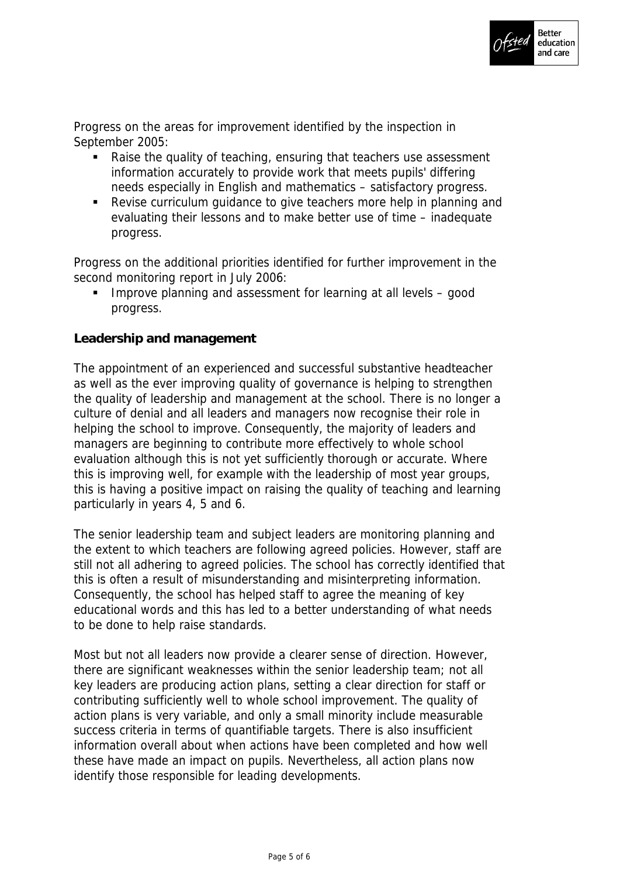Progress on the areas for improvement identified by the inspection in September 2005:

- Raise the quality of teaching, ensuring that teachers use assessment information accurately to provide work that meets pupils' differing needs especially in English and mathematics – satisfactory progress.
- Revise curriculum guidance to give teachers more help in planning and evaluating their lessons and to make better use of time – inadequate progress.

Progress on the additional priorities identified for further improvement in the second monitoring report in July 2006:

- Improve planning and assessment for learning at all levels – good progress.

**Leadership and management**

The appointment of an experienced and successful substantive headteacher as well as the ever improving quality of governance is helping to strengthen the quality of leadership and management at the school. There is no longer a culture of denial and all leaders and managers now recognise their role in helping the school to improve. Consequently, the majority of leaders and managers are beginning to contribute more effectively to whole school evaluation although this is not yet sufficiently thorough or accurate. Where this is improving well, for example with the leadership of most year groups, this is having a positive impact on raising the quality of teaching and learning particularly in years 4, 5 and 6.

The senior leadership team and subject leaders are monitoring planning and the extent to which teachers are following agreed policies. However, staff are still not all adhering to agreed policies. The school has correctly identified that this is often a result of misunderstanding and misinterpreting information. Consequently, the school has helped staff to agree the meaning of key educational words and this has led to a better understanding of what needs to be done to help raise standards.

Most but not all leaders now provide a clearer sense of direction. However, there are significant weaknesses within the senior leadership team; not all key leaders are producing action plans, setting a clear direction for staff or contributing sufficiently well to whole school improvement. The quality of action plans is very variable, and only a small minority include measurable success criteria in terms of quantifiable targets. There is also insufficient information overall about when actions have been completed and how well these have made an impact on pupils. Nevertheless, all action plans now identify those responsible for leading developments.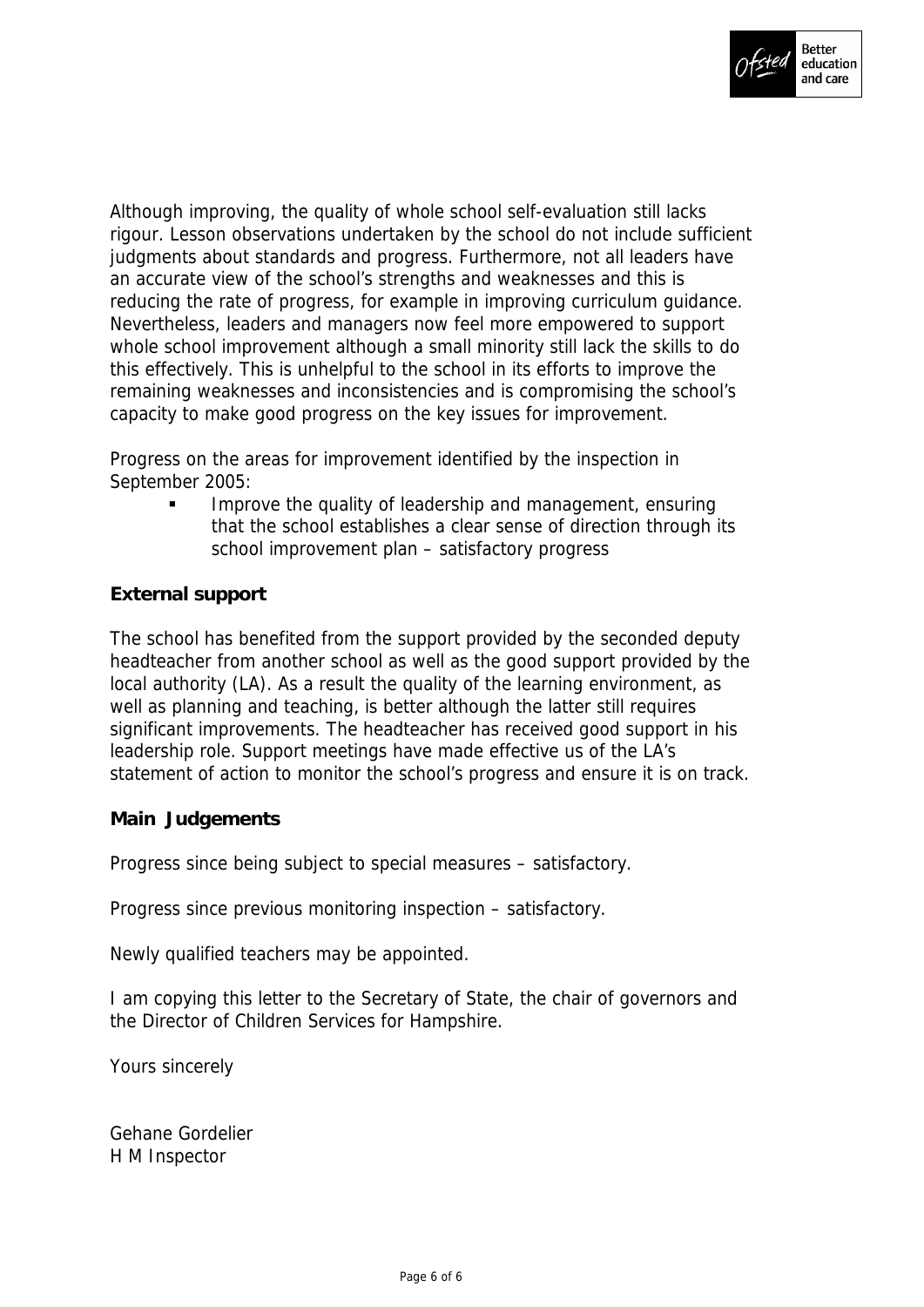Although improving, the quality of whole school self-evaluation still lacks rigour. Lesson observations undertaken by the school do not include sufficient judgments about standards and progress. Furthermore, not all leaders have an accurate view of the school's strengths and weaknesses and this is reducing the rate of progress, for example in improving curriculum guidance. Nevertheless, leaders and managers now feel more empowered to support whole school improvement although a small minority still lack the skills to do this effectively. This is unhelpful to the school in its efforts to improve the remaining weaknesses and inconsistencies and is compromising the school's capacity to make good progress on the key issues for improvement.

Progress on the areas for improvement identified by the inspection in September 2005:

- Improve the quality of leadership and management, ensuring that the school establishes a clear sense of direction through its school improvement plan – satisfactory progress

**External support**

The school has benefited from the support provided by the seconded deputy headteacher from another school as well as the good support provided by the local authority (LA). As a result the quality of the learning environment, as well as planning and teaching, is better although the latter still requires significant improvements. The headteacher has received good support in his leadership role. Support meetings have made effective us of the LA's statement of action to monitor the school's progress and ensure it is on track.

**Main Judgements**

Progress since being subject to special measures – satisfactory.

Progress since previous monitoring inspection – satisfactory.

Newly qualified teachers may be appointed.

I am copying this letter to the Secretary of State, the chair of governors and the Director of Children Services for Hampshire.

Yours sincerely

Gehane Gordelier
H M Inspector